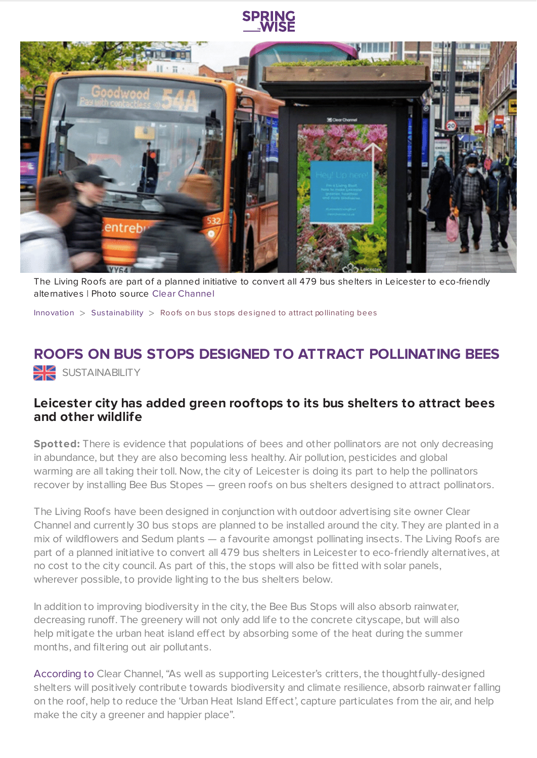The Living Roofs are part of a planned initiative to convert all 479 bus shelters in Leicester to eco-friendly alternatives | Photo source Clear Channel

Innovation > Sustainability > Roofs on bus stops designed to attract pollinating bees

# ROOFS ON BUS STOPS DESIGNED TO ATTRACT POLLINATING BEES

SUSTAINABILITY

## Leicester city has added green rooftops to its bus shelters to attract bees and other wildlife

**Spotted:** There is evidence that populations of bees and other pollinators are not only decreasing in abundance, but they are also becoming less healthy. Air pollution, pesticides and global warming are all taking their toll. Now, the city of Leicester is doing its part to help the pollinators recover by installing Bee Bus Stopes — green roofs on bus shelters designed to attract pollinators.

The Living Roofs have been designed in conjunction with outdoor advertising site owner Clear Channel and currently 30 bus stops are planned to be installed around the city. They are planted in a mix of wildflowers and Sedum plants — a favourite amongst pollinating insects. The Living Roofs are part of a planned initiative to convert all 479 bus shelters in Leicester to eco-friendly alternatives, at no cost to the city council. As part of this, the stops will also be fitted with solar panels, wherever possible, to provide lighting to the bus shelters below.

In addition to improving biodiversity in the city, the Bee Bus Stops will also absorb rainwater, decreasing runoff. The greenery will not only add life to the concrete cityscape, but will also help mitigate the urban heat island effect by absorbing some of the heat during the summer months, and filtering out air pollutants.

According to Clear Channel, "As well as supporting Leicester's critters, the thoughtfully-designed shelters will positively contribute towards biodiversity and climate resilience, absorb rainwater falling on the roof, help to reduce the 'Urban Heat Island Effect', capture particulates from the air, and help make the city a greener and happier place".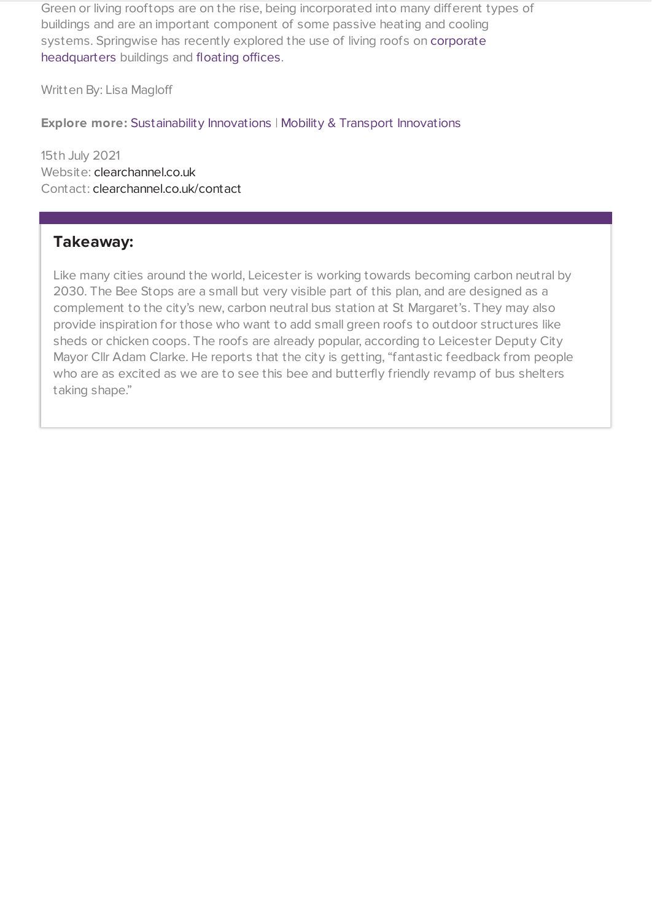Green or living rooftops are on the rise, being incorporated into many different types of buildings and are an important component of some passive heating and cooling systems. Springwise has recently explored the use of living roofs on corporate headquarters buildings and floating offices.

Written By: Lisa Magloff

**Explore more:** Sustainability Innovations | Mobility & Transport Innovations

15th July 2021
Website: clearchannel.co.uk
Contact: clearchannel.co.uk/contact

## Takeaway:

Like many cities around the world, Leicester is working towards becoming carbon neutral by 2030. The Bee Stops are a small but very visible part of this plan, and are designed as a complement to the city's new, carbon neutral bus station at St Margaret's. They may also provide inspiration for those who want to add small green roofs to outdoor structures like sheds or chicken coops. The roofs are already popular, according to Leicester Deputy City Mayor Cllr Adam Clarke. He reports that the city is getting, "fantastic feedback from people who are as excited as we are to see this bee and butterfly friendly revamp of bus shelters taking shape."